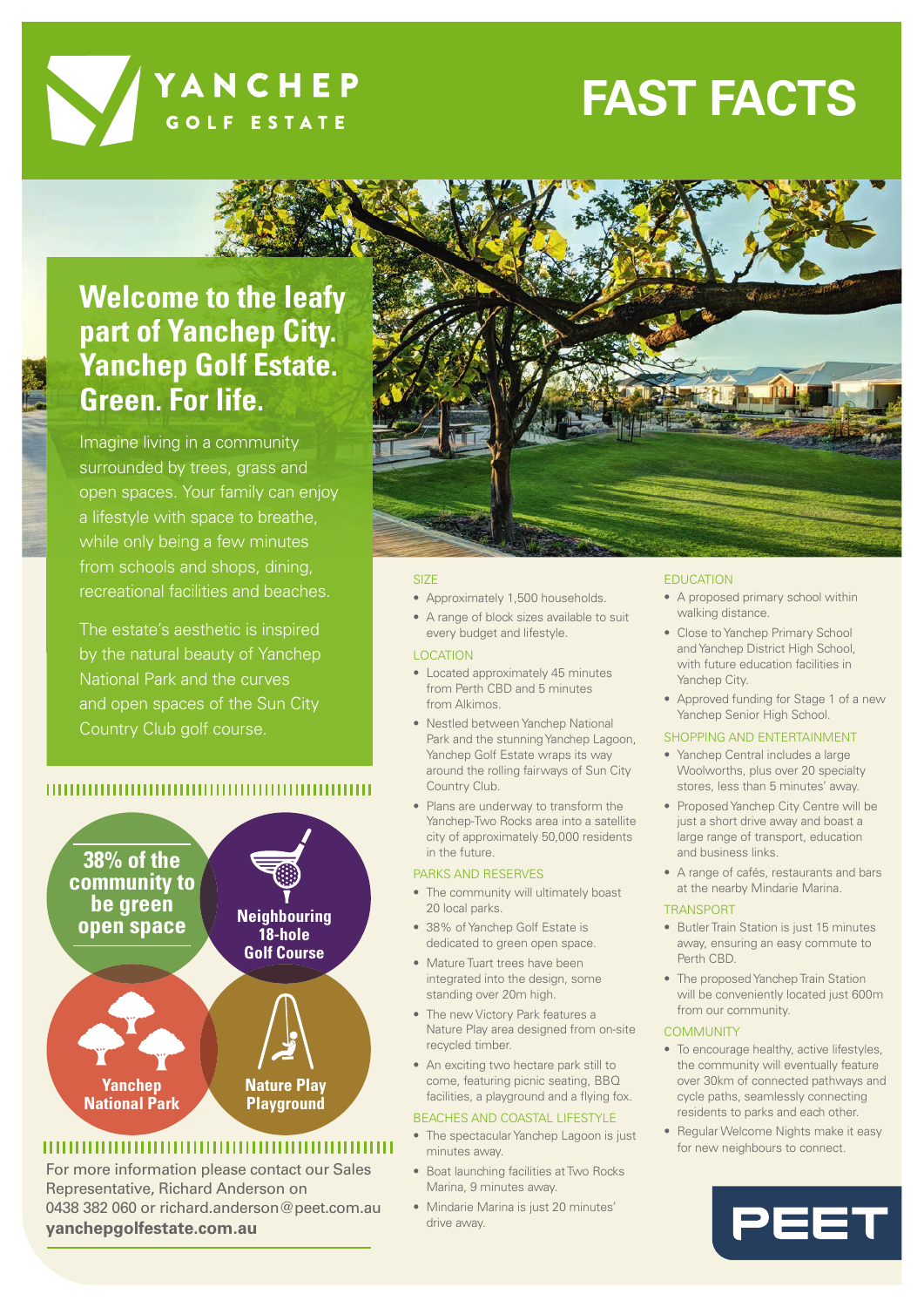# YANCHEP GOLF ESTATE

# FAST FACTS

## Welcome to the leafy part of Yanchep City. Yanchep Golf Estate. Green. For life.

Imagine living in a community surrounded by trees, grass and open spaces. Your family can enjoy a lifestyle with space to breathe, while only being a few minutes from schools and shops, dining, recreational facilities and beaches.

The estate's aesthetic is inspired by the natural beauty of Yanchep National Park and the curves and open spaces of the Sun City Country Club golf course.

**38% of the community to be green open space**

**Neighbouring 18-hole Golf Course**

**Yanchep National Park**

**Nature Play Playground**

For more information please contact our Sales Representative, Richard Anderson on 0438 382 060 or richard.anderson@peet.com.au

**yanchepgolfestate.com.au**

### SIZE

- Approximately 1,500 households.
- A range of block sizes available to suit every budget and lifestyle.

### LOCATION

- Located approximately 45 minutes from Perth CBD and 5 minutes from Alkimos.
- Nestled between Yanchep National Park and the stunning Yanchep Lagoon, Yanchep Golf Estate wraps its way around the rolling fairways of Sun City Country Club.
- Plans are underway to transform the Yanchep-Two Rocks area into a satellite city of approximately 50,000 residents in the future.

### PARKS AND RESERVES

- The community will ultimately boast 20 local parks.
- 38% of Yanchep Golf Estate is dedicated to green open space.
- Mature Tuart trees have been integrated into the design, some standing over 20m high.
- The new Victory Park features a Nature Play area designed from on-site recycled timber.
- An exciting two hectare park still to come, featuring picnic seating, BBQ facilities, a playground and a flying fox.

### BEACHES AND COASTAL LIFESTYLE

- The spectacular Yanchep Lagoon is just minutes away.
- Boat launching facilities at Two Rocks Marina, 9 minutes away.
- Mindarie Marina is just 20 minutes' drive away.

### EDUCATION

- A proposed primary school within walking distance.
- Close to Yanchep Primary School and Yanchep District High School, with future education facilities in Yanchep City.
- Approved funding for Stage 1 of a new Yanchep Senior High School.

### SHOPPING AND ENTERTAINMENT

- Yanchep Central includes a large Woolworths, plus over 20 specialty stores, less than 5 minutes' away.
- Proposed Yanchep City Centre will be just a short drive away and boast a large range of transport, education and business links.
- A range of cafés, restaurants and bars at the nearby Mindarie Marina.

### TRANSPORT

- Butler Train Station is just 15 minutes away, ensuring an easy commute to Perth CBD.
- The proposed Yanchep Train Station will be conveniently located just 600m from our community.

### COMMUNITY

- To encourage healthy, active lifestyles, the community will eventually feature over 30km of connected pathways and cycle paths, seamlessly connecting residents to parks and each other.
- Regular Welcome Nights make it easy for new neighbours to connect.

PEET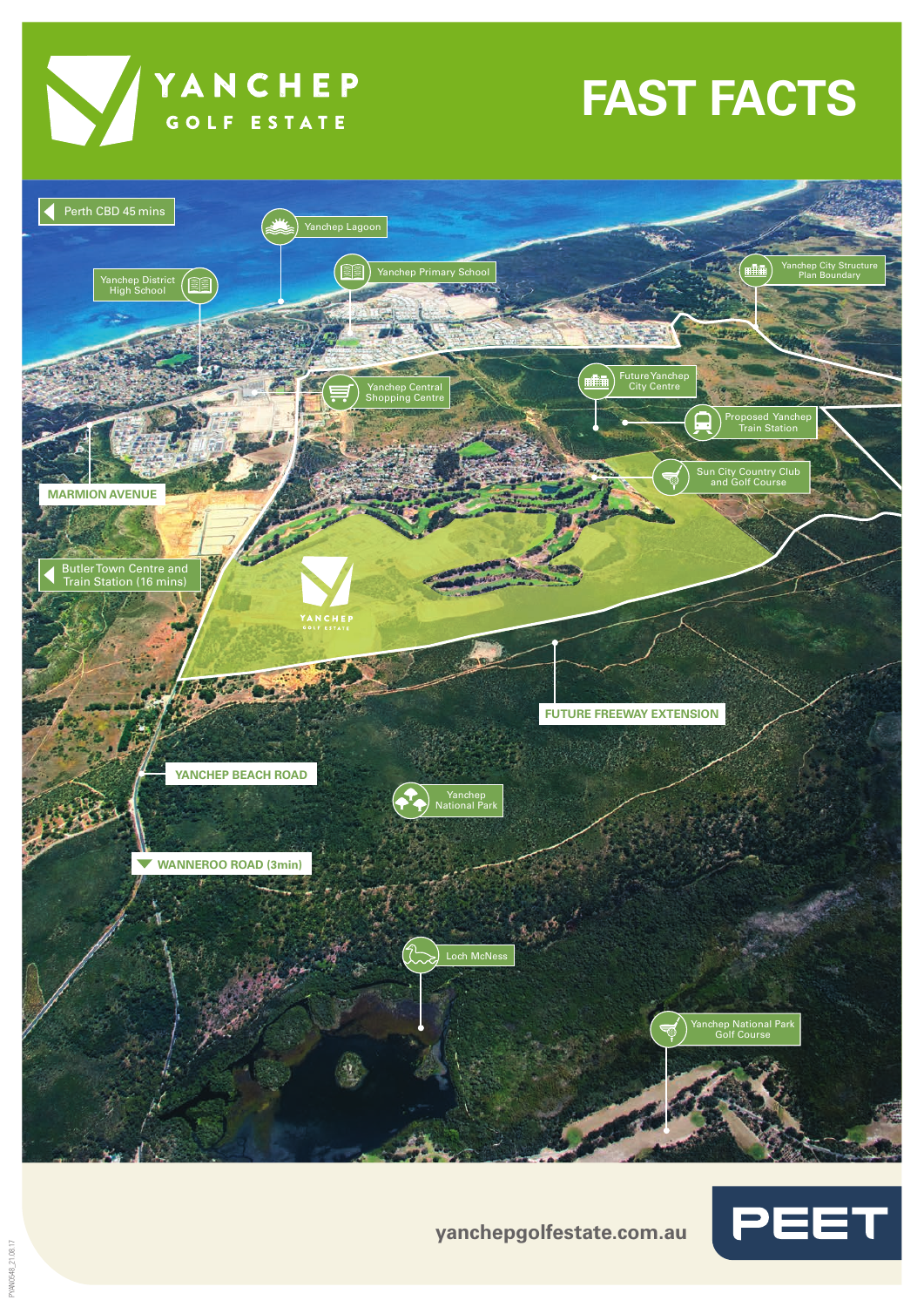# YANCHEP GOLF ESTATE

# FAST FACTS

Perth CBD 45 mins

Yanchep Lagoon

Yanchep Primary School

Yanchep District High School

Yanchep City Structure Plan Boundary

Yanchep Central Shopping Centre

Future Yanchep City Centre

Proposed Yanchep Train Station

Sun City Country Club and Golf Course

MARMION AVENUE

Butler Town Centre and Train Station (16 mins)

YANCHEP GOLF ESTATE

FUTURE FREEWAY EXTENSION

YANCHEP BEACH ROAD

Yanchep National Park

WANNEROO ROAD (3min)

Loch McNess

Yanchep National Park Golf Course

yanchepgolfestate.com.au

PEET